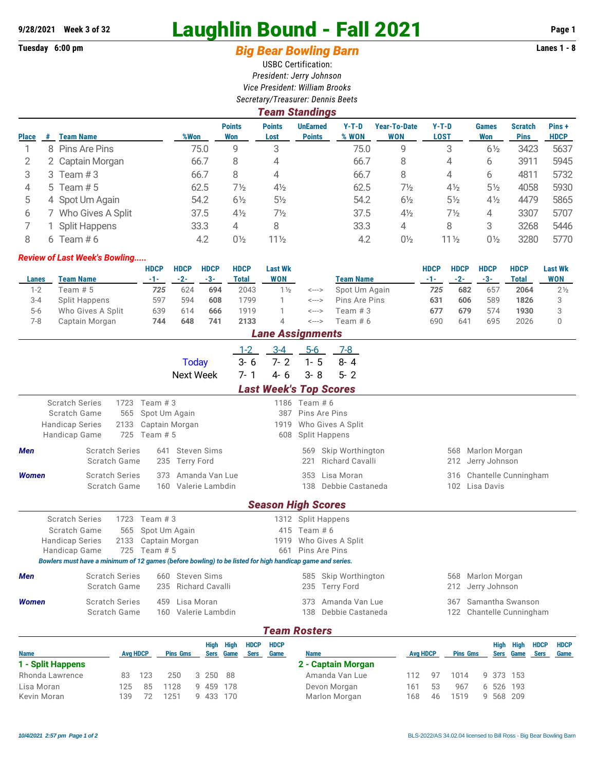**9/28/2021 Week 3 of 32**

# Laughlin Bound - Fall 2021

**Tuesday 6:00 pm** | **Lanes 1 - 8**

## *Big Bear Bowling Barn*

USBC Certification:
*President: Jerry Johnson*
*Vice President: William Brooks*
*Secretary/Treasurer: Dennis Beets*

### *Team Standings*

| Place | # | Team Name | %Won | Points Won | Points Lost | UnEarned Points | Y-T-D % WON | Year-To-Date WON | Y-T-D LOST | Games Won | Scratch Pins | Pins + HDCP |
|---|---|---|---|---|---|---|---|---|---|---|---|---|
| 1 | 8 | Pins Are Pins | 75.0 | 9 | 3 | | 75.0 | 9 | 3 | 6½ | 3423 | 5637 |
| 2 | 2 | Captain Morgan | 66.7 | 8 | 4 | | 66.7 | 8 | 4 | 6 | 3911 | 5945 |
| 3 | 3 | Team # 3 | 66.7 | 8 | 4 | | 66.7 | 8 | 4 | 6 | 4811 | 5732 |
| 4 | 5 | Team # 5 | 62.5 | 7½ | 4½ | | 62.5 | 7½ | 4½ | 5½ | 4058 | 5930 |
| 5 | 4 | Spot Um Again | 54.2 | 6½ | 5½ | | 54.2 | 6½ | 5½ | 4½ | 4479 | 5865 |
| 6 | 7 | Who Gives A Split | 37.5 | 4½ | 7½ | | 37.5 | 4½ | 7½ | 4 | 3307 | 5707 |
| 7 | 1 | Split Happens | 33.3 | 4 | 8 | | 33.3 | 4 | 8 | 3 | 3268 | 5446 |
| 8 | 6 | Team # 6 | 4.2 | 0½ | 11½ | | 4.2 | 0½ | 11½ | 0½ | 3280 | 5770 |

***Review of Last Week's Bowling.....***

| Lanes | Team Name | HDCP -1- | HDCP -2- | HDCP -3- | HDCP Total | Last Wk WON | | Team Name | HDCP -1- | HDCP -2- | HDCP -3- | HDCP Total | Last Wk WON |
|---|---|---|---|---|---|---|---|---|---|---|---|---|---|
| 1-2 | Team # 5 | ***725*** | 624 | **694** | 2043 | 1½ | <---> | Spot Um Again | ***725*** | **682** | 657 | **2064** | 2½ |
| 3-4 | Split Happens | 597 | 594 | **608** | 1799 | 1 | <---> | Pins Are Pins | **631** | **606** | 589 | **1826** | 3 |
| 5-6 | Who Gives A Split | 639 | 614 | **666** | 1919 | 1 | <---> | Team # 3 | **677** | **679** | 574 | **1930** | 3 |
| 7-8 | Captain Morgan | **744** | **648** | **741** | **2133** | 4 | <---> | Team # 6 | 690 | 641 | 695 | 2026 | 0 |

### *Lane Assignments*

| | 1-2 | 3-4 | 5-6 | 7-8 |
|---|---|---|---|---|
| Today | 3- 6 | 7- 2 | 1- 5 | 8- 4 |
| Next Week | 7- 1 | 4- 6 | 3- 8 | 5- 2 |

### *Last Week's Top Scores*

| | | | | |
|---|---|---|---|---|
| Scratch Series | 1723 | Team # 3 | 1186 | Team # 6 |
| Scratch Game | 565 | Spot Um Again | 387 | Pins Are Pins |
| Handicap Series | 2133 | Captain Morgan | 1919 | Who Gives A Split |
| Handicap Game | 725 | Team # 5 | 608 | Split Happens |

| | | | | | | | |
|---|---|---|---|---|---|---|---|
| ***Men*** | Scratch Series | 641 | Steven Sims | 569 | Skip Worthington | 568 | Marlon Morgan |
| | Scratch Game | 235 | Terry Ford | 221 | Richard Cavalli | 212 | Jerry Johnson |
| ***Women*** | Scratch Series | 373 | Amanda Van Lue | 353 | Lisa Moran | 316 | Chantelle Cunningham |
| | Scratch Game | 160 | Valerie Lambdin | 138 | Debbie Castaneda | 102 | Lisa Davis |

### *Season High Scores*

| | | | | |
|---|---|---|---|---|
| Scratch Series | 1723 | Team # 3 | 1312 | Split Happens |
| Scratch Game | 565 | Spot Um Again | 415 | Team # 6 |
| Handicap Series | 2133 | Captain Morgan | 1919 | Who Gives A Split |
| Handicap Game | 725 | Team # 5 | 661 | Pins Are Pins |

***Bowlers must have a minimum of 12 games (before bowling) to be listed for high handicap game and series.***

| | | | | | | | |
|---|---|---|---|---|---|---|---|
| ***Men*** | Scratch Series | 660 | Steven Sims | 585 | Skip Worthington | 568 | Marlon Morgan |
| | Scratch Game | 235 | Richard Cavalli | 235 | Terry Ford | 212 | Jerry Johnson |
| ***Women*** | Scratch Series | 459 | Lisa Moran | 373 | Amanda Van Lue | 367 | Samantha Swanson |
| | Scratch Game | 160 | Valerie Lambdin | 138 | Debbie Castaneda | 122 | Chantelle Cunningham |

### *Team Rosters*

| Name | Avg | HDCP | Pins | Gms | High Sers | High Game | HDCP Sers | HDCP Game |
|---|---|---|---|---|---|---|---|---|
| **1 - Split Happens** | | | | | | | | |
| Rhonda Lawrence | 83 | 123 | 250 | 3 | 250 | 88 | | |
| Lisa Moran | 125 | 85 | 1128 | 9 | 459 | 178 | | |
| Kevin Moran | 139 | 72 | 1251 | 9 | 433 | 170 | | |
| **2 - Captain Morgan** | | | | | | | | |
| Amanda Van Lue | 112 | 97 | 1014 | 9 | 373 | 153 | | |
| Devon Morgan | 161 | 53 | 967 | 6 | 526 | 193 | | |
| Marlon Morgan | 168 | 46 | 1519 | 9 | 568 | 209 | | |

*10/4/2021 2:57 pm Page 1 of 2* BLS-2022/AS 34.02.04 licensed to Bill Ross - Big Bear Bowling Barn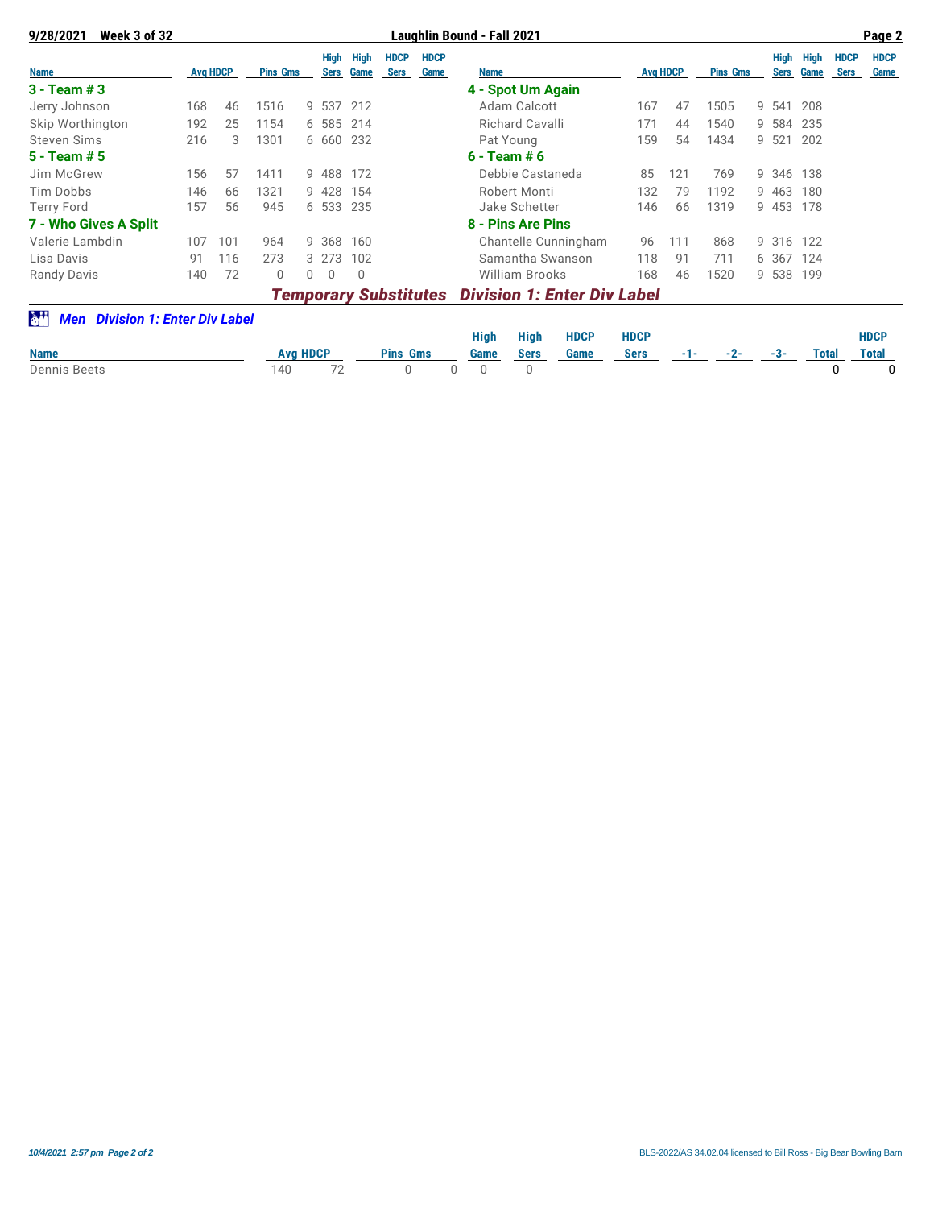| Name | Avg | HDCP | Pins | Gms | High Sers | High Game | HDCP Sers | HDCP Game |
|---|---|---|---|---|---|---|---|---|
| **3 - Team # 3** | | | | | | | | |
| Jerry Johnson | 168 | 46 | 1516 | 9 | 537 | 212 | | |
| Skip Worthington | 192 | 25 | 1154 | 6 | 585 | 214 | | |
| Steven Sims | 216 | 3 | 1301 | 6 | 660 | 232 | | |
| **5 - Team # 5** | | | | | | | | |
| Jim McGrew | 156 | 57 | 1411 | 9 | 488 | 172 | | |
| Tim Dobbs | 146 | 66 | 1321 | 9 | 428 | 154 | | |
| Terry Ford | 157 | 56 | 945 | 6 | 533 | 235 | | |
| **7 - Who Gives A Split** | | | | | | | | |
| Valerie Lambdin | 107 | 101 | 964 | 9 | 368 | 160 | | |
| Lisa Davis | 91 | 116 | 273 | 3 | 273 | 102 | | |
| Randy Davis | 140 | 72 | 0 | 0 | 0 | 0 | | |

| Name | Avg | HDCP | Pins | Gms | High Sers | High Game | HDCP Sers | HDCP Game |
|---|---|---|---|---|---|---|---|---|
| **4 - Spot Um Again** | | | | | | | | |
| Adam Calcott | 167 | 47 | 1505 | 9 | 541 | 208 | | |
| Richard Cavalli | 171 | 44 | 1540 | 9 | 584 | 235 | | |
| Pat Young | 159 | 54 | 1434 | 9 | 521 | 202 | | |
| **6 - Team # 6** | | | | | | | | |
| Debbie Castaneda | 85 | 121 | 769 | 9 | 346 | 138 | | |
| Robert Monti | 132 | 79 | 1192 | 9 | 463 | 180 | | |
| Jake Schetter | 146 | 66 | 1319 | 9 | 453 | 178 | | |
| **8 - Pins Are Pins** | | | | | | | | |
| Chantelle Cunningham | 96 | 111 | 868 | 9 | 316 | 122 | | |
| Samantha Swanson | 118 | 91 | 711 | 6 | 367 | 124 | | |
| William Brooks | 168 | 46 | 1520 | 9 | 538 | 199 | | |

## *Temporary Substitutes Division 1: Enter Div Label*

### *Men Division 1: Enter Div Label*

| Name | Avg | HDCP | Pins | Gms | High Game | High Sers | HDCP Game | HDCP Sers | -1- | -2- | -3- | Total | HDCP Total |
|---|---|---|---|---|---|---|---|---|---|---|---|---|---|
| Dennis Beets | 140 | 72 | 0 | 0 | 0 | 0 | | | | | | 0 | 0 |